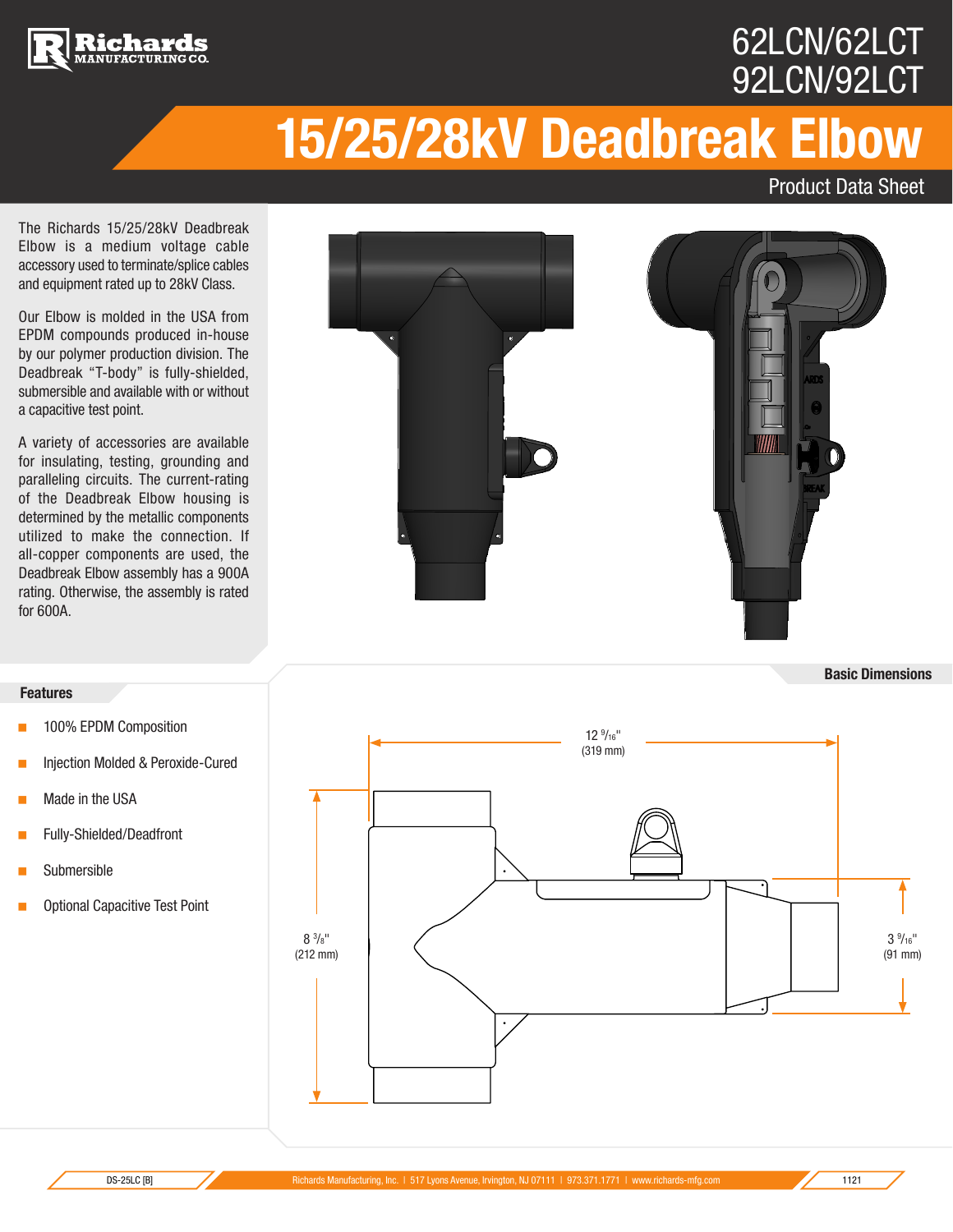# 62LCN/62LCT
# 92LCN/92LCT

# 15/25/28kV Deadbreak Elbow

Product Data Sheet

The Richards 15/25/28kV Deadbreak Elbow is a medium voltage cable accessory used to terminate/splice cables and equipment rated up to 28kV Class.

Our Elbow is molded in the USA from EPDM compounds produced in-house by our polymer production division. The Deadbreak "T-body" is fully-shielded, submersible and available with or without a capacitive test point.

A variety of accessories are available for insulating, testing, grounding and paralleling circuits. The current-rating of the Deadbreak Elbow housing is determined by the metallic components utilized to make the connection. If all-copper components are used, the Deadbreak Elbow assembly has a 900A rating. Otherwise, the assembly is rated for 600A.

## Features

- 100% EPDM Composition
- Injection Molded & Peroxide-Cured
- Made in the USA
- Fully-Shielded/Deadfront
- Submersible
- Optional Capacitive Test Point

## Basic Dimensions

12 9/16" (319 mm)

8 3/8" (212 mm)

3 9/16" (91 mm)

DS-25LC [B] | Richards Manufacturing, Inc. | 517 Lyons Avenue, Irvington, NJ 07111 | 973.371.1771 | www.richards-mfg.com | 1121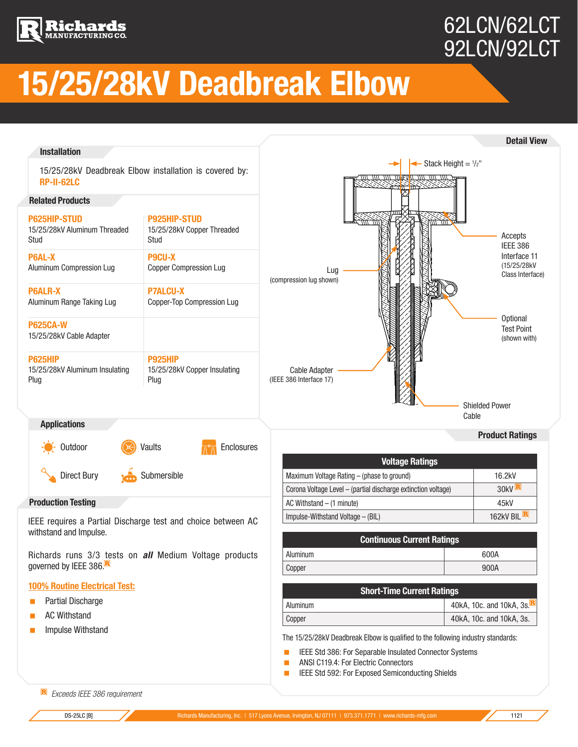# 62LCN/62LCT 92LCN/92LCT

# 15/25/28kV Deadbreak Elbow

## Installation

15/25/28kV Deadbreak Elbow installation is covered by: **RP-II-62LC**

## Related Products

| | |
|---|---|
| **P625HIP-STUD** 15/25/28kV Aluminum Threaded Stud | **P925HIP-STUD** 15/25/28kV Copper Threaded Stud |
| **P6AL-X** Aluminum Compression Lug | **P9CU-X** Copper Compression Lug |
| **P6ALR-X** Aluminum Range Taking Lug | **P7ALCU-X** Copper-Top Compression Lug |
| **P625CA-W** 15/25/28kV Cable Adapter | |
| **P625HIP** 15/25/28kV Aluminum Insulating Plug | **P925HIP** 15/25/28kV Copper Insulating Plug |

## Applications

- Outdoor
- Vaults
- Enclosures
- Direct Bury
- Submersible

## Production Testing

IEEE requires a Partial Discharge test and choice between AC withstand and Impulse.

Richards runs 3/3 tests on ***all*** Medium Voltage products governed by IEEE 386.[R]

**100% Routine Electrical Test:**

- Partial Discharge
- AC Withstand
- Impulse Withstand

## Detail View

Stack Height = 1/2"

Accepts IEEE 386 Interface 11 (15/25/28kV Class Interface)

Lug (compression lug shown)

Optional Test Point (shown with)

Cable Adapter (IEEE 386 Interface 17)

Shielded Power Cable

## Product Ratings

| Voltage Ratings | |
|---|---|
| Maximum Voltage Rating – (phase to ground) | 16.2kV |
| Corona Voltage Level – (partial discharge extinction voltage) | 30kV [R] |
| AC Withstand – (1 minute) | 45kV |
| Impulse-Withstand Voltage – (BIL) | 162kV BIL [R] |

| Continuous Current Ratings | |
|---|---|
| Aluminum | 600A |
| Copper | 900A |

| Short-Time Current Ratings | |
|---|---|
| Aluminum | 40kA, 10c. and 10kA, 3s. [R] |
| Copper | 40kA, 10c. and 10kA, 3s. |

The 15/25/28kV Deadbreak Elbow is qualified to the following industry standards:

- IEEE Std 386: For Separable Insulated Connector Systems
- ANSI C119.4: For Electric Connectors
- IEEE Std 592: For Exposed Semiconducting Shields

[R] *Exceeds IEEE 386 requirement*

DS-25LC [B] | Richards Manufacturing, Inc. | 517 Lyons Avenue, Irvington, NJ 07111 | 973.371.1771 | www.richards-mfg.com | 1121